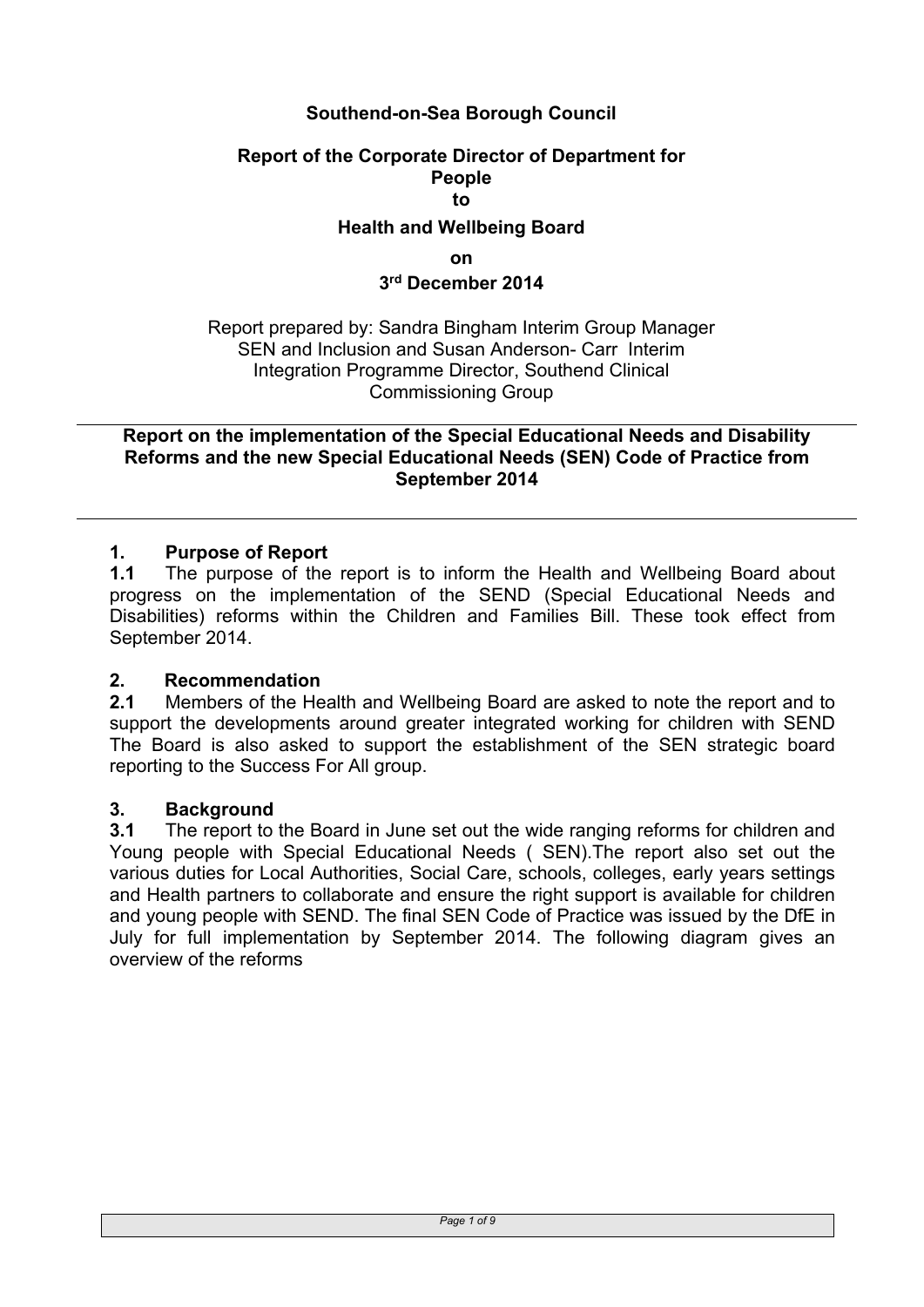**Southend-on-Sea Borough Council**

**Report of the Corporate Director of Department for People**
**to**
**Health and Wellbeing Board**
**on**
**3rd December 2014**

Report prepared by: Sandra Bingham Interim Group Manager SEN and Inclusion and Susan Anderson- Carr Interim Integration Programme Director, Southend Clinical Commissioning Group

---

**Report on the implementation of the Special Educational Needs and Disability Reforms and the new Special Educational Needs (SEN) Code of Practice from September 2014**

---

## 1. Purpose of Report

**1.1** The purpose of the report is to inform the Health and Wellbeing Board about progress on the implementation of the SEND (Special Educational Needs and Disabilities) reforms within the Children and Families Bill. These took effect from September 2014.

## 2. Recommendation

**2.1** Members of the Health and Wellbeing Board are asked to note the report and to support the developments around greater integrated working for children with SEND The Board is also asked to support the establishment of the SEN strategic board reporting to the Success For All group.

## 3. Background

**3.1** The report to the Board in June set out the wide ranging reforms for children and Young people with Special Educational Needs ( SEN).The report also set out the various duties for Local Authorities, Social Care, schools, colleges, early years settings and Health partners to collaborate and ensure the right support is available for children and young people with SEND. The final SEN Code of Practice was issued by the DfE in July for full implementation by September 2014. The following diagram gives an overview of the reforms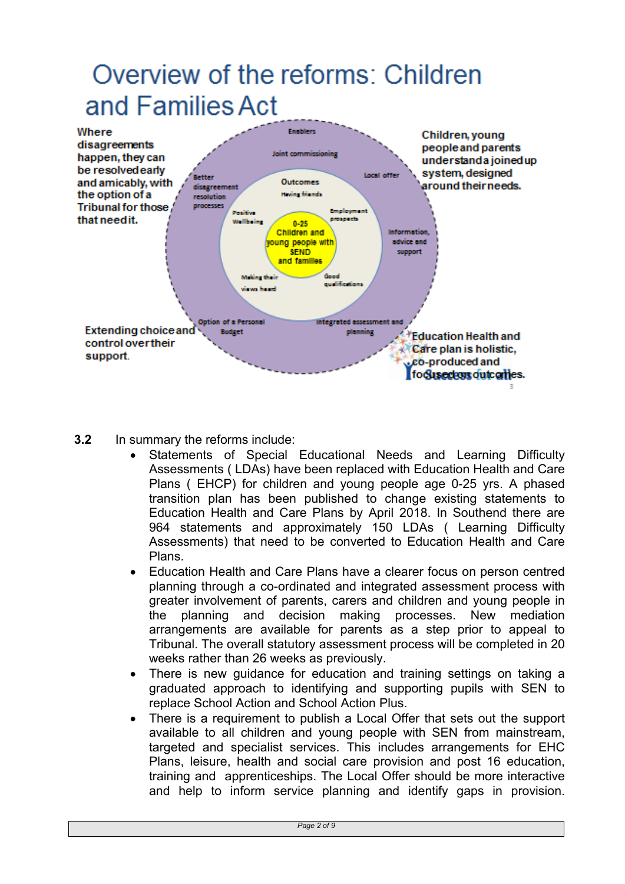# Overview of the reforms: Children and Families Act

Where disagreements happen, they can be resolved early and amicably, with the option of a Tribunal for those that need it.

Children, young people and parents understand a joined up system, designed around their needs.

Extending choice and control over their support.

Education Health and Care plan is holistic, co-produced and focused on outcomes.

Enablers

Joint commissioning

Local offer

Better disagreement resolution processes

Information, advice and support

Option of a Personal Budget

Integrated assessment and planning

Outcomes

Having friends

Employment prospects

Positive Wellbeing

Good qualifications

Making their views heard

0-25 Children and young people with SEND and families

**3.2** In summary the reforms include:

- Statements of Special Educational Needs and Learning Difficulty Assessments ( LDAs) have been replaced with Education Health and Care Plans ( EHCP) for children and young people age 0-25 yrs. A phased transition plan has been published to change existing statements to Education Health and Care Plans by April 2018. In Southend there are 964 statements and approximately 150 LDAs ( Learning Difficulty Assessments) that need to be converted to Education Health and Care Plans.
- Education Health and Care Plans have a clearer focus on person centred planning through a co-ordinated and integrated assessment process with greater involvement of parents, carers and children and young people in the planning and decision making processes. New mediation arrangements are available for parents as a step prior to appeal to Tribunal. The overall statutory assessment process will be completed in 20 weeks rather than 26 weeks as previously.
- There is new guidance for education and training settings on taking a graduated approach to identifying and supporting pupils with SEN to replace School Action and School Action Plus.
- There is a requirement to publish a Local Offer that sets out the support available to all children and young people with SEN from mainstream, targeted and specialist services. This includes arrangements for EHC Plans, leisure, health and social care provision and post 16 education, training and apprenticeships. The Local Offer should be more interactive and help to inform service planning and identify gaps in provision.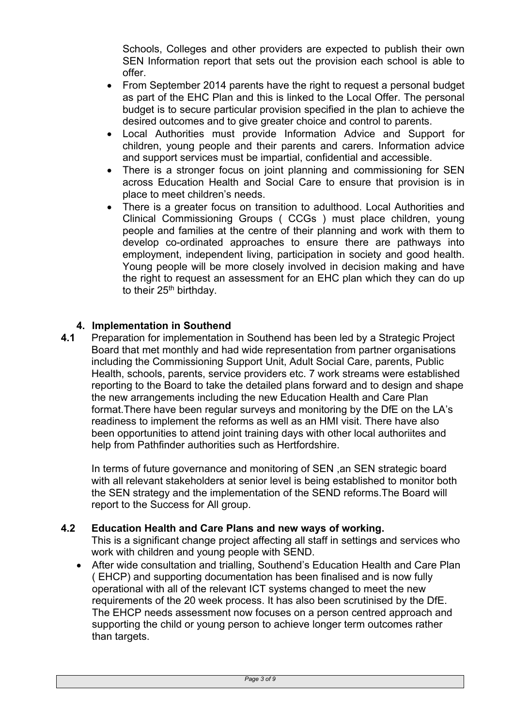Schools, Colleges and other providers are expected to publish their own SEN Information report that sets out the provision each school is able to offer.

- From September 2014 parents have the right to request a personal budget as part of the EHC Plan and this is linked to the Local Offer. The personal budget is to secure particular provision specified in the plan to achieve the desired outcomes and to give greater choice and control to parents.
- Local Authorities must provide Information Advice and Support for children, young people and their parents and carers. Information advice and support services must be impartial, confidential and accessible.
- There is a stronger focus on joint planning and commissioning for SEN across Education Health and Social Care to ensure that provision is in place to meet children's needs.
- There is a greater focus on transition to adulthood. Local Authorities and Clinical Commissioning Groups ( CCGs ) must place children, young people and families at the centre of their planning and work with them to develop co-ordinated approaches to ensure there are pathways into employment, independent living, participation in society and good health. Young people will be more closely involved in decision making and have the right to request an assessment for an EHC plan which they can do up to their 25th birthday.

## 4. Implementation in Southend

**4.1** Preparation for implementation in Southend has been led by a Strategic Project Board that met monthly and had wide representation from partner organisations including the Commissioning Support Unit, Adult Social Care, parents, Public Health, schools, parents, service providers etc. 7 work streams were established reporting to the Board to take the detailed plans forward and to design and shape the new arrangements including the new Education Health and Care Plan format.There have been regular surveys and monitoring by the DfE on the LA's readiness to implement the reforms as well as an HMI visit. There have also been opportunities to attend joint training days with other local authoriites and help from Pathfinder authorities such as Hertfordshire.

In terms of future governance and monitoring of SEN ,an SEN strategic board with all relevant stakeholders at senior level is being established to monitor both the SEN strategy and the implementation of the SEND reforms.The Board will report to the Success for All group.

**4.2 Education Health and Care Plans and new ways of working.**

This is a significant change project affecting all staff in settings and services who work with children and young people with SEND.

- After wide consultation and trialling, Southend's Education Health and Care Plan ( EHCP) and supporting documentation has been finalised and is now fully operational with all of the relevant ICT systems changed to meet the new requirements of the 20 week process. It has also been scrutinised by the DfE. The EHCP needs assessment now focuses on a person centred approach and supporting the child or young person to achieve longer term outcomes rather than targets.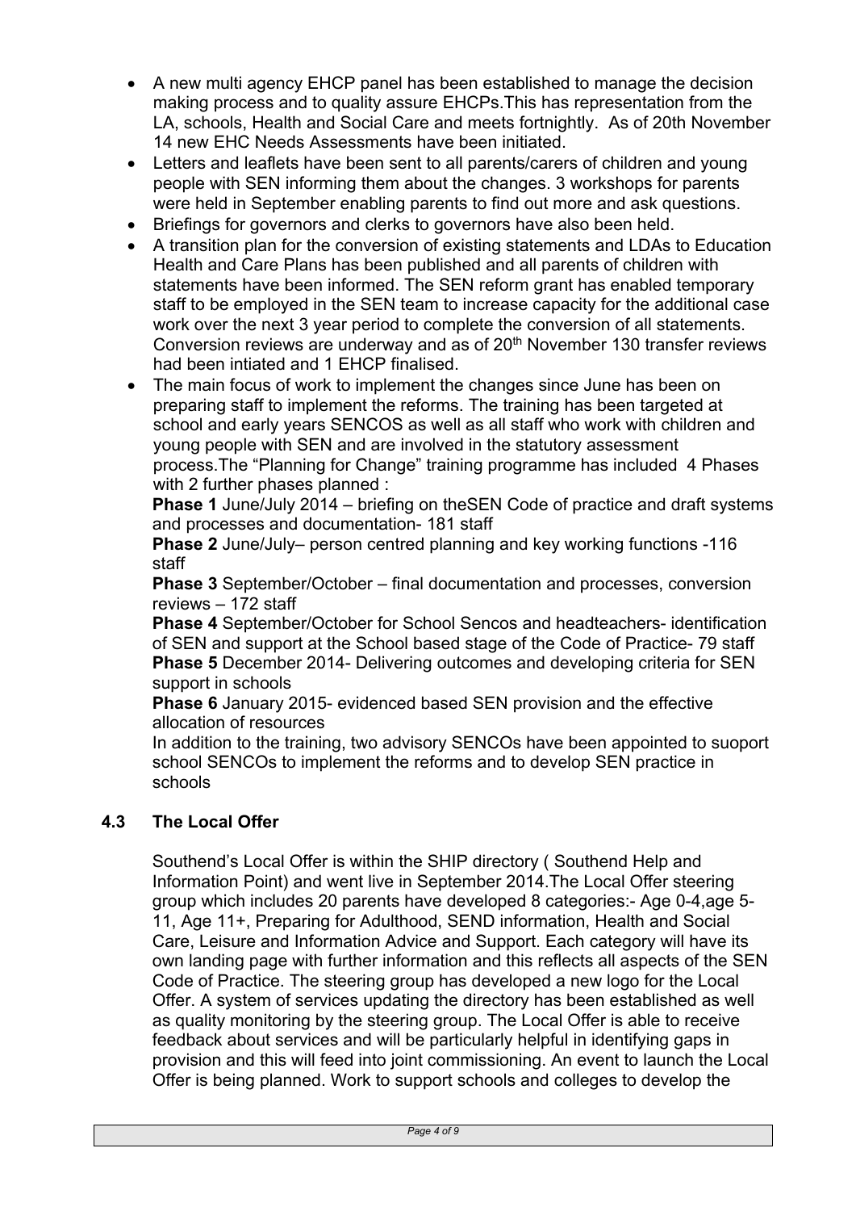- A new multi agency EHCP panel has been established to manage the decision making process and to quality assure EHCPs.This has representation from the LA, schools, Health and Social Care and meets fortnightly. As of 20th November 14 new EHC Needs Assessments have been initiated.
- Letters and leaflets have been sent to all parents/carers of children and young people with SEN informing them about the changes. 3 workshops for parents were held in September enabling parents to find out more and ask questions.
- Briefings for governors and clerks to governors have also been held.
- A transition plan for the conversion of existing statements and LDAs to Education Health and Care Plans has been published and all parents of children with statements have been informed. The SEN reform grant has enabled temporary staff to be employed in the SEN team to increase capacity for the additional case work over the next 3 year period to complete the conversion of all statements. Conversion reviews are underway and as of 20th November 130 transfer reviews had been intiated and 1 EHCP finalised.
- The main focus of work to implement the changes since June has been on preparing staff to implement the reforms. The training has been targeted at school and early years SENCOS as well as all staff who work with children and young people with SEN and are involved in the statutory assessment process.The "Planning for Change" training programme has included 4 Phases with 2 further phases planned :

  **Phase 1** June/July 2014 – briefing on theSEN Code of practice and draft systems and processes and documentation- 181 staff
  
  **Phase 2** June/July– person centred planning and key working functions -116 staff
  
  **Phase 3** September/October – final documentation and processes, conversion reviews – 172 staff
  
  **Phase 4** September/October for School Sencos and headteachers- identification of SEN and support at the School based stage of the Code of Practice- 79 staff
  
  **Phase 5** December 2014- Delivering outcomes and developing criteria for SEN support in schools
  
  **Phase 6** January 2015- evidenced based SEN provision and the effective allocation of resources
  
  In addition to the training, two advisory SENCOs have been appointed to suoport school SENCOs to implement the reforms and to develop SEN practice in schools

### 4.3 The Local Offer

Southend's Local Offer is within the SHIP directory ( Southend Help and Information Point) and went live in September 2014.The Local Offer steering group which includes 20 parents have developed 8 categories:- Age 0-4,age 5-11, Age 11+, Preparing for Adulthood, SEND information, Health and Social Care, Leisure and Information Advice and Support. Each category will have its own landing page with further information and this reflects all aspects of the SEN Code of Practice. The steering group has developed a new logo for the Local Offer. A system of services updating the directory has been established as well as quality monitoring by the steering group. The Local Offer is able to receive feedback about services and will be particularly helpful in identifying gaps in provision and this will feed into joint commissioning. An event to launch the Local Offer is being planned. Work to support schools and colleges to develop the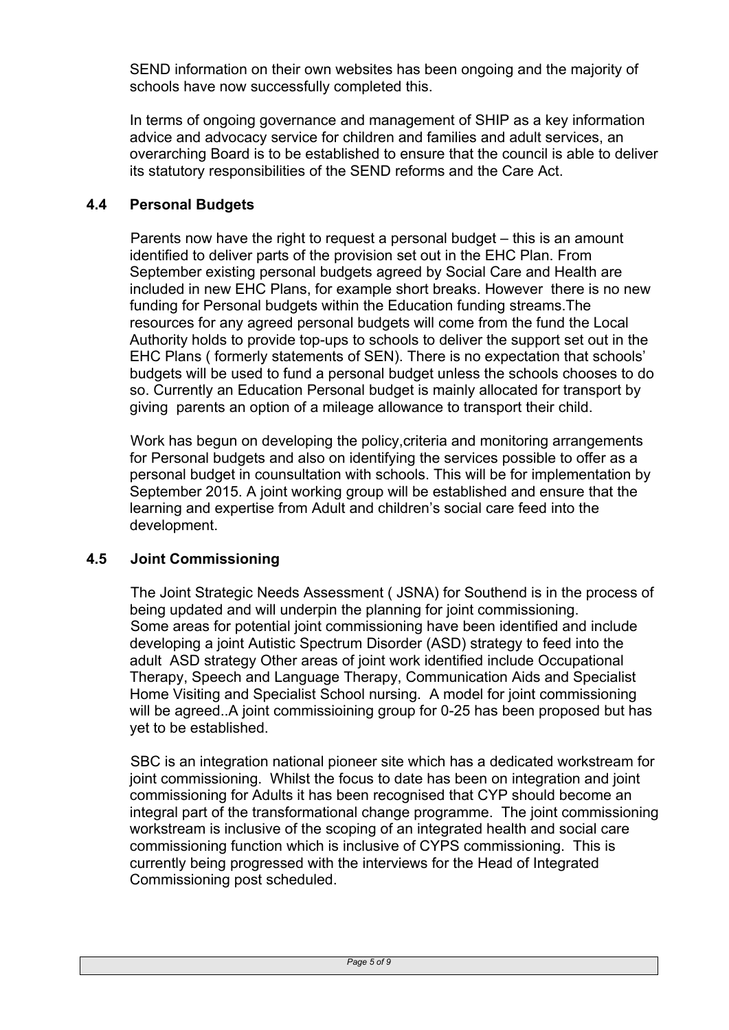SEND information on their own websites has been ongoing and the majority of schools have now successfully completed this.

In terms of ongoing governance and management of SHIP as a key information advice and advocacy service for children and families and adult services, an overarching Board is to be established to ensure that the council is able to deliver its statutory responsibilities of the SEND reforms and the Care Act.

### 4.4 Personal Budgets

Parents now have the right to request a personal budget – this is an amount identified to deliver parts of the provision set out in the EHC Plan. From September existing personal budgets agreed by Social Care and Health are included in new EHC Plans, for example short breaks. However there is no new funding for Personal budgets within the Education funding streams.The resources for any agreed personal budgets will come from the fund the Local Authority holds to provide top-ups to schools to deliver the support set out in the EHC Plans ( formerly statements of SEN). There is no expectation that schools' budgets will be used to fund a personal budget unless the schools chooses to do so. Currently an Education Personal budget is mainly allocated for transport by giving parents an option of a mileage allowance to transport their child.

Work has begun on developing the policy,criteria and monitoring arrangements for Personal budgets and also on identifying the services possible to offer as a personal budget in counsultation with schools. This will be for implementation by September 2015. A joint working group will be established and ensure that the learning and expertise from Adult and children's social care feed into the development.

### 4.5 Joint Commissioning

The Joint Strategic Needs Assessment ( JSNA) for Southend is in the process of being updated and will underpin the planning for joint commissioning. Some areas for potential joint commissioning have been identified and include developing a joint Autistic Spectrum Disorder (ASD) strategy to feed into the adult ASD strategy Other areas of joint work identified include Occupational Therapy, Speech and Language Therapy, Communication Aids and Specialist Home Visiting and Specialist School nursing. A model for joint commissioning will be agreed..A joint commissioining group for 0-25 has been proposed but has yet to be established.

SBC is an integration national pioneer site which has a dedicated workstream for joint commissioning. Whilst the focus to date has been on integration and joint commissioning for Adults it has been recognised that CYP should become an integral part of the transformational change programme. The joint commissioning workstream is inclusive of the scoping of an integrated health and social care commissioning function which is inclusive of CYPS commissioning. This is currently being progressed with the interviews for the Head of Integrated Commissioning post scheduled.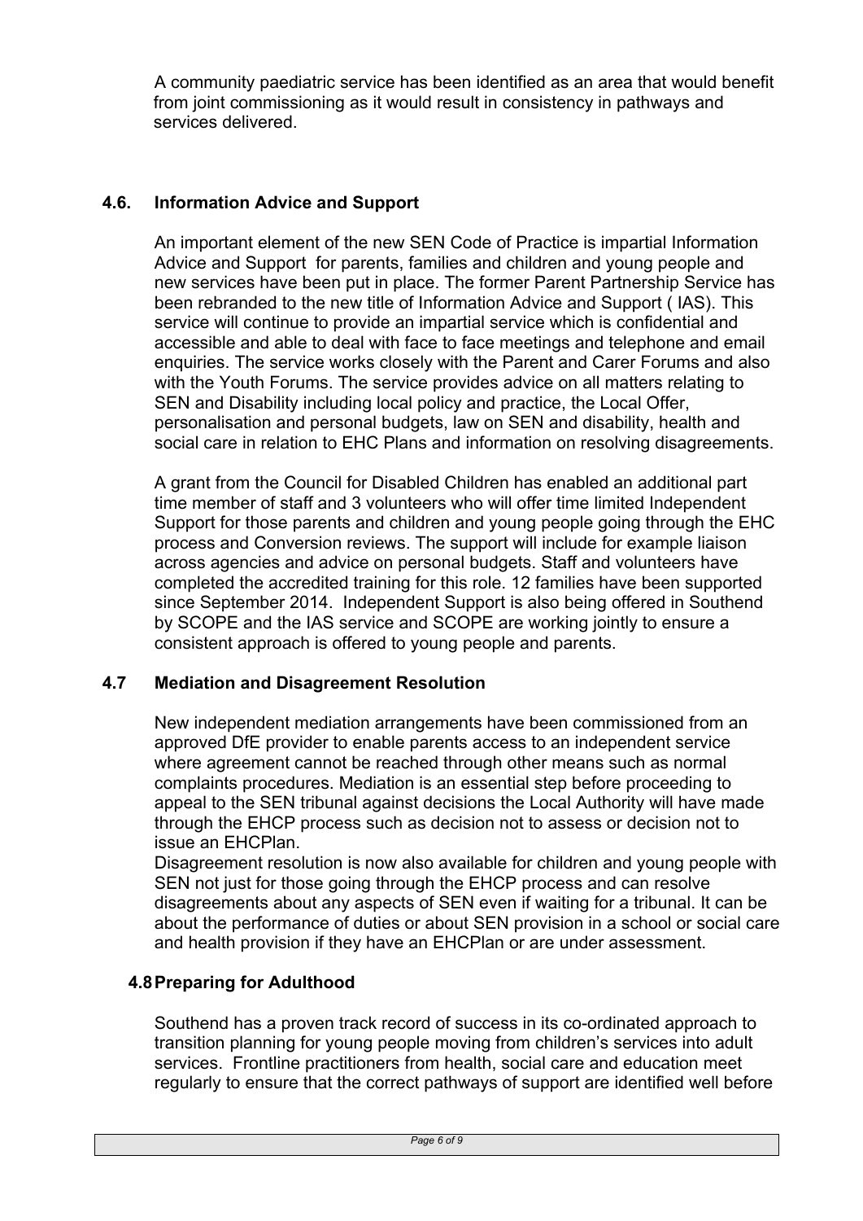A community paediatric service has been identified as an area that would benefit from joint commissioning as it would result in consistency in pathways and services delivered.

## 4.6. Information Advice and Support

An important element of the new SEN Code of Practice is impartial Information Advice and Support for parents, families and children and young people and new services have been put in place. The former Parent Partnership Service has been rebranded to the new title of Information Advice and Support ( IAS). This service will continue to provide an impartial service which is confidential and accessible and able to deal with face to face meetings and telephone and email enquiries. The service works closely with the Parent and Carer Forums and also with the Youth Forums. The service provides advice on all matters relating to SEN and Disability including local policy and practice, the Local Offer, personalisation and personal budgets, law on SEN and disability, health and social care in relation to EHC Plans and information on resolving disagreements.

A grant from the Council for Disabled Children has enabled an additional part time member of staff and 3 volunteers who will offer time limited Independent Support for those parents and children and young people going through the EHC process and Conversion reviews. The support will include for example liaison across agencies and advice on personal budgets. Staff and volunteers have completed the accredited training for this role. 12 families have been supported since September 2014. Independent Support is also being offered in Southend by SCOPE and the IAS service and SCOPE are working jointly to ensure a consistent approach is offered to young people and parents.

## 4.7 Mediation and Disagreement Resolution

New independent mediation arrangements have been commissioned from an approved DfE provider to enable parents access to an independent service where agreement cannot be reached through other means such as normal complaints procedures. Mediation is an essential step before proceeding to appeal to the SEN tribunal against decisions the Local Authority will have made through the EHCP process such as decision not to assess or decision not to issue an EHCPlan.

Disagreement resolution is now also available for children and young people with SEN not just for those going through the EHCP process and can resolve disagreements about any aspects of SEN even if waiting for a tribunal. It can be about the performance of duties or about SEN provision in a school or social care and health provision if they have an EHCPlan or are under assessment.

## 4.8 Preparing for Adulthood

Southend has a proven track record of success in its co-ordinated approach to transition planning for young people moving from children's services into adult services. Frontline practitioners from health, social care and education meet regularly to ensure that the correct pathways of support are identified well before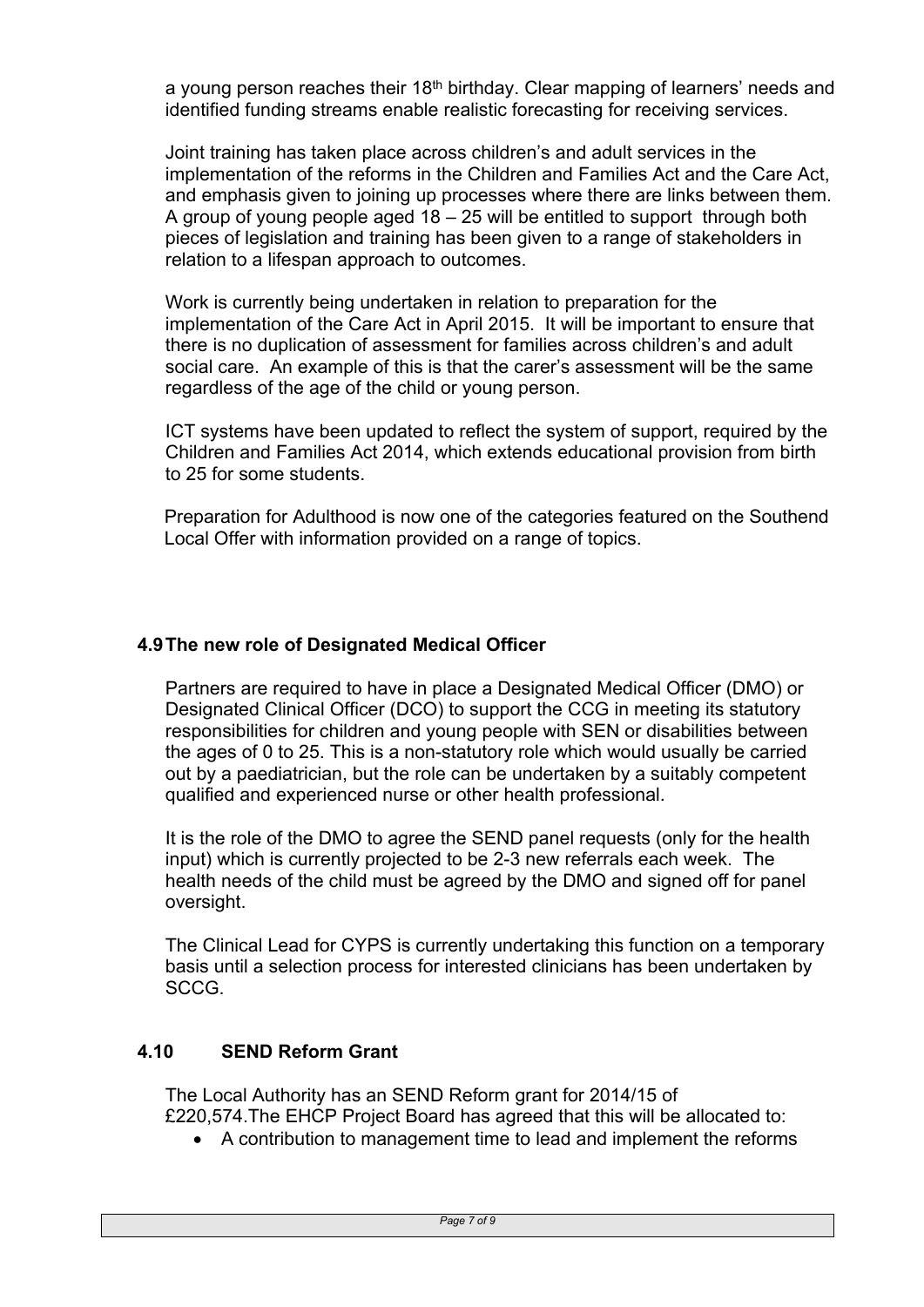a young person reaches their 18th birthday. Clear mapping of learners' needs and identified funding streams enable realistic forecasting for receiving services.

Joint training has taken place across children's and adult services in the implementation of the reforms in the Children and Families Act and the Care Act, and emphasis given to joining up processes where there are links between them. A group of young people aged 18 – 25 will be entitled to support through both pieces of legislation and training has been given to a range of stakeholders in relation to a lifespan approach to outcomes.

Work is currently being undertaken in relation to preparation for the implementation of the Care Act in April 2015. It will be important to ensure that there is no duplication of assessment for families across children's and adult social care. An example of this is that the carer's assessment will be the same regardless of the age of the child or young person.

ICT systems have been updated to reflect the system of support, required by the Children and Families Act 2014, which extends educational provision from birth to 25 for some students.

Preparation for Adulthood is now one of the categories featured on the Southend Local Offer with information provided on a range of topics.

### 4.9 The new role of Designated Medical Officer

Partners are required to have in place a Designated Medical Officer (DMO) or Designated Clinical Officer (DCO) to support the CCG in meeting its statutory responsibilities for children and young people with SEN or disabilities between the ages of 0 to 25. This is a non-statutory role which would usually be carried out by a paediatrician, but the role can be undertaken by a suitably competent qualified and experienced nurse or other health professional.

It is the role of the DMO to agree the SEND panel requests (only for the health input) which is currently projected to be 2-3 new referrals each week. The health needs of the child must be agreed by the DMO and signed off for panel oversight.

The Clinical Lead for CYPS is currently undertaking this function on a temporary basis until a selection process for interested clinicians has been undertaken by SCCG.

### 4.10 SEND Reform Grant

The Local Authority has an SEND Reform grant for 2014/15 of £220,574.The EHCP Project Board has agreed that this will be allocated to:

- A contribution to management time to lead and implement the reforms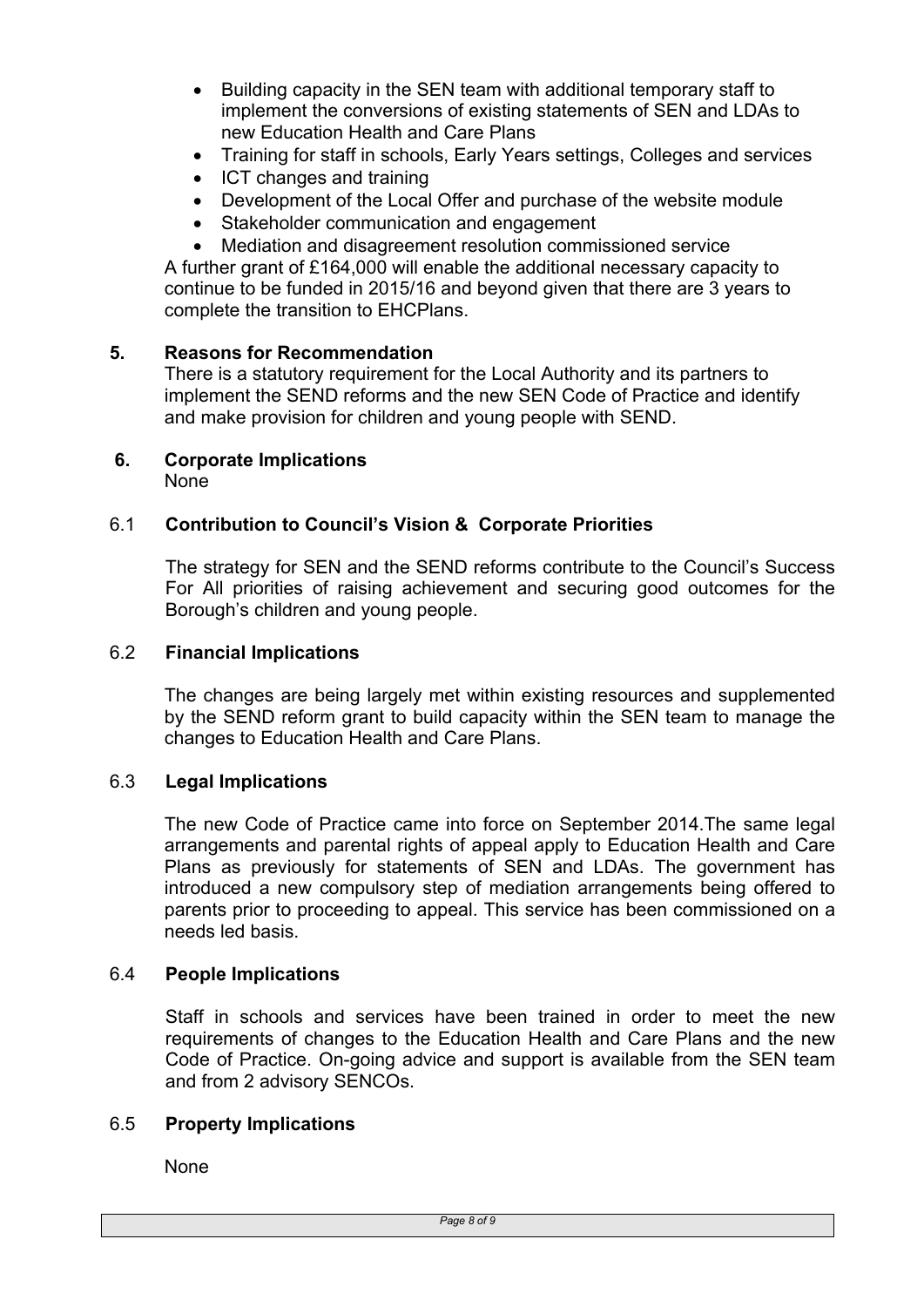- Building capacity in the SEN team with additional temporary staff to implement the conversions of existing statements of SEN and LDAs to new Education Health and Care Plans
- Training for staff in schools, Early Years settings, Colleges and services
- ICT changes and training
- Development of the Local Offer and purchase of the website module
- Stakeholder communication and engagement
- Mediation and disagreement resolution commissioned service

A further grant of £164,000 will enable the additional necessary capacity to continue to be funded in 2015/16 and beyond given that there are 3 years to complete the transition to EHCPlans.

## 5. Reasons for Recommendation

There is a statutory requirement for the Local Authority and its partners to implement the SEND reforms and the new SEN Code of Practice and identify and make provision for children and young people with SEND.

## 6. Corporate Implications

None

### 6.1 Contribution to Council's Vision & Corporate Priorities

The strategy for SEN and the SEND reforms contribute to the Council's Success For All priorities of raising achievement and securing good outcomes for the Borough's children and young people.

### 6.2 Financial Implications

The changes are being largely met within existing resources and supplemented by the SEND reform grant to build capacity within the SEN team to manage the changes to Education Health and Care Plans.

### 6.3 Legal Implications

The new Code of Practice came into force on September 2014.The same legal arrangements and parental rights of appeal apply to Education Health and Care Plans as previously for statements of SEN and LDAs. The government has introduced a new compulsory step of mediation arrangements being offered to parents prior to proceeding to appeal. This service has been commissioned on a needs led basis.

### 6.4 People Implications

Staff in schools and services have been trained in order to meet the new requirements of changes to the Education Health and Care Plans and the new Code of Practice. On-going advice and support is available from the SEN team and from 2 advisory SENCOs.

### 6.5 Property Implications

None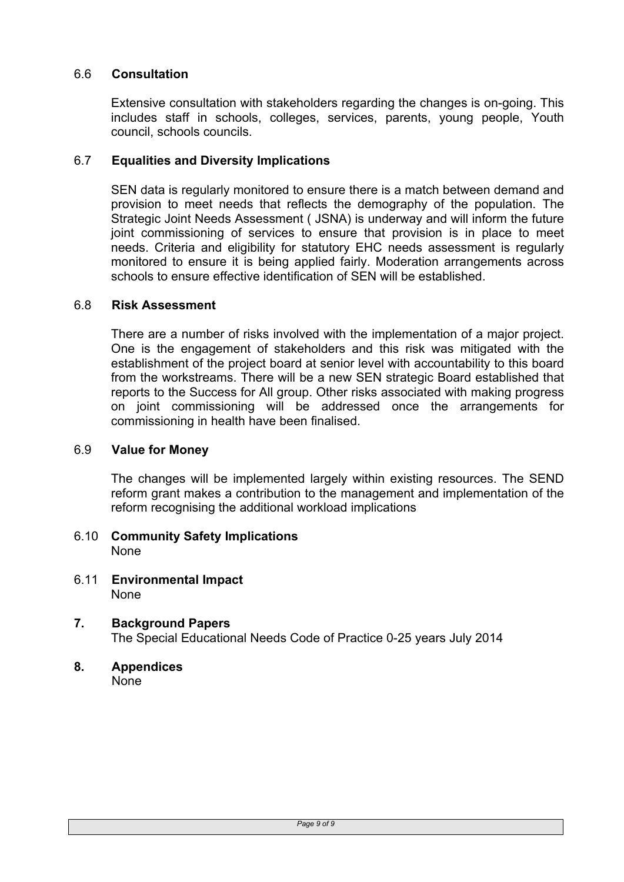### 6.6 Consultation

Extensive consultation with stakeholders regarding the changes is on-going. This includes staff in schools, colleges, services, parents, young people, Youth council, schools councils.

### 6.7 Equalities and Diversity Implications

SEN data is regularly monitored to ensure there is a match between demand and provision to meet needs that reflects the demography of the population. The Strategic Joint Needs Assessment ( JSNA) is underway and will inform the future joint commissioning of services to ensure that provision is in place to meet needs. Criteria and eligibility for statutory EHC needs assessment is regularly monitored to ensure it is being applied fairly. Moderation arrangements across schools to ensure effective identification of SEN will be established.

### 6.8 Risk Assessment

There are a number of risks involved with the implementation of a major project. One is the engagement of stakeholders and this risk was mitigated with the establishment of the project board at senior level with accountability to this board from the workstreams. There will be a new SEN strategic Board established that reports to the Success for All group. Other risks associated with making progress on joint commissioning will be addressed once the arrangements for commissioning in health have been finalised.

### 6.9 Value for Money

The changes will be implemented largely within existing resources. The SEND reform grant makes a contribution to the management and implementation of the reform recognising the additional workload implications

### 6.10 Community Safety Implications

None

### 6.11 Environmental Impact

None

## 7. Background Papers

The Special Educational Needs Code of Practice 0-25 years July 2014

## 8. Appendices

None